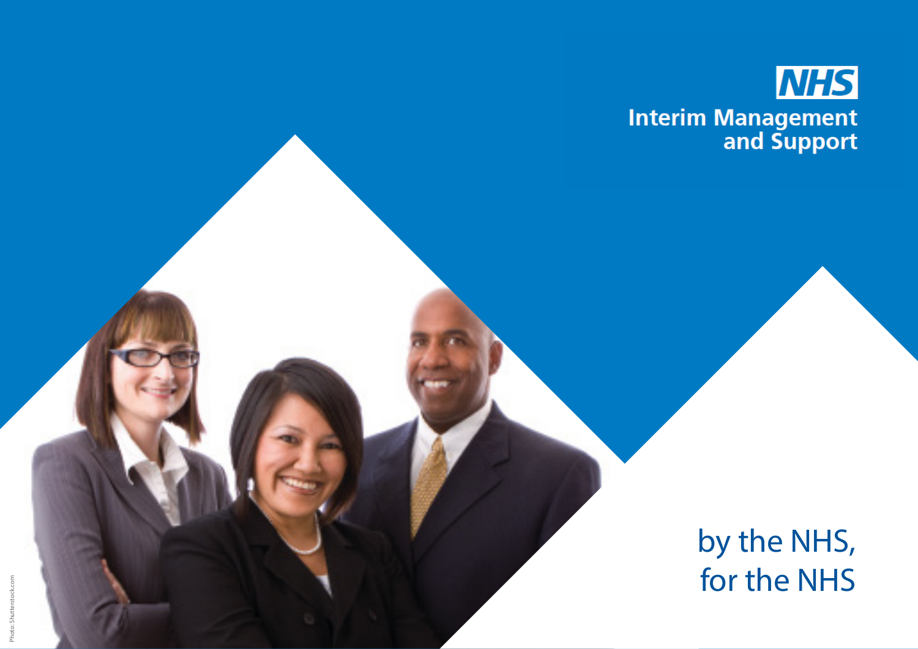NHS

# Interim Management and Support

## by the NHS, for the NHS

Photo: Shutterstock.com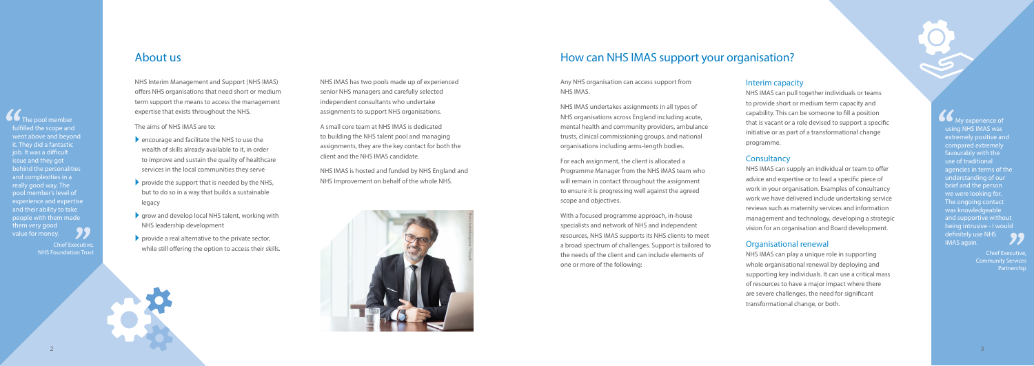> The pool member fulfilled the scope and went above and beyond it. They did a fantastic job. It was a difficult issue and they got behind the personalities and complexities in a really good way. The pool member's level of experience and expertise and their ability to take people with them made them very good value for money.
>
> Chief Executive, NHS Foundation Trust

## About us

NHS Interim Management and Support (NHS IMAS) offers NHS organisations that need short or medium term support the means to access the management expertise that exists throughout the NHS.

The aims of NHS IMAS are to:

- encourage and facilitate the NHS to use the wealth of skills already available to it, in order to improve and sustain the quality of healthcare services in the local communities they serve
- provide the support that is needed by the NHS, but to do so in a way that builds a sustainable legacy
- grow and develop local NHS talent, working with NHS leadership development
- provide a real alternative to the private sector, while still offering the option to access their skills.

NHS IMAS has two pools made up of experienced senior NHS managers and carefully selected independent consultants who undertake assignments to support NHS organisations.

A small core team at NHS IMAS is dedicated to building the NHS talent pool and managing assignments, they are the key contact for both the client and the NHS IMAS candidate.

NHS IMAS is hosted and funded by NHS England and NHS Improvement on behalf of the whole NHS.

## How can NHS IMAS support your organisation?

Any NHS organisation can access support from NHS IMAS.

NHS IMAS undertakes assignments in all types of NHS organisations across England including acute, mental health and community providers, ambulance trusts, clinical commissioning groups, and national organisations including arms-length bodies.

For each assignment, the client is allocated a Programme Manager from the NHS IMAS team who will remain in contact throughout the assignment to ensure it is progressing well against the agreed scope and objectives.

With a focused programme approach, in-house specialists and network of NHS and independent resources, NHS IMAS supports its NHS clients to meet a broad spectrum of challenges. Support is tailored to the needs of the client and can include elements of one or more of the following:

### Interim capacity

NHS IMAS can pull together individuals or teams to provide short or medium term capacity and capability. This can be someone to fill a position that is vacant or a role devised to support a specific initiative or as part of a transformational change programme.

### Consultancy

NHS IMAS can supply an individual or team to offer advice and expertise or to lead a specific piece of work in your organisation. Examples of consultancy work we have delivered include undertaking service reviews such as maternity services and information management and technology, developing a strategic vision for an organisation and Board development.

### Organisational renewal

NHS IMAS can play a unique role in supporting whole organisational renewal by deploying and supporting key individuals. It can use a critical mass of resources to have a major impact where there are severe challenges, the need for significant transformational change, or both.

> My experience of using NHS IMAS was extremely positive and compared extremely favourably with the use of traditional agencies in terms of the understanding of our brief and the person we were looking for. The ongoing contact was knowledgeable and supportive without being intrusive - I would definitely use NHS IMAS again.
>
> Chief Executive, Community Services Partnership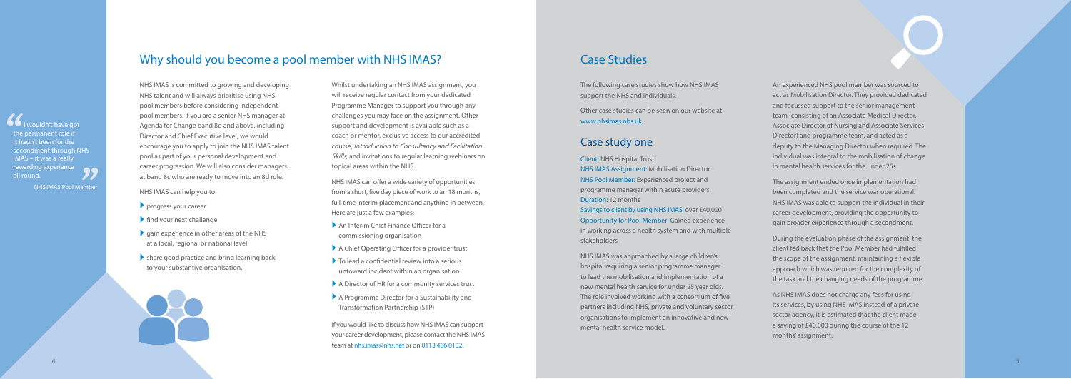## Why should you become a pool member with NHS IMAS?

> "I wouldn't have got the permanent role if it hadn't been for the secondment through NHS IMAS – it was a really rewarding experience all round."
>
> NHS IMAS Pool Member

NHS IMAS is committed to growing and developing NHS talent and will always prioritise using NHS pool members before considering independent pool members. If you are a senior NHS manager at Agenda for Change band 8d and above, including Director and Chief Executive level, we would encourage you to apply to join the NHS IMAS talent pool as part of your personal development and career progression. We will also consider managers at band 8c who are ready to move into an 8d role.

NHS IMAS can help you to:

- progress your career
- find your next challenge
- gain experience in other areas of the NHS at a local, regional or national level
- share good practice and bring learning back to your substantive organisation.

Whilst undertaking an NHS IMAS assignment, you will receive regular contact from your dedicated Programme Manager to support you through any challenges you may face on the assignment. Other support and development is available such as a coach or mentor, exclusive access to our accredited course, *Introduction to Consultancy and Facilitation Skills*, and invitations to regular learning webinars on topical areas within the NHS.

NHS IMAS can offer a wide variety of opportunities from a short, five day piece of work to an 18 months, full-time interim placement and anything in between. Here are just a few examples:

- An Interim Chief Finance Officer for a commissioning organisation
- A Chief Operating Officer for a provider trust
- To lead a confidential review into a serious untoward incident within an organisation
- A Director of HR for a community services trust
- A Programme Director for a Sustainability and Transformation Partnership (STP)

If you would like to discuss how NHS IMAS can support your career development, please contact the NHS IMAS team at nhs.imas@nhs.net or on 0113 486 0132.

## Case Studies

The following case studies show how NHS IMAS support the NHS and individuals.

Other case studies can be seen on our website at www.nhsimas.nhs.uk

### Case study one

Client: NHS Hospital Trust
NHS IMAS Assignment: Mobilisation Director
NHS Pool Member: Experienced project and programme manager within acute providers
Duration: 12 months
Savings to client by using NHS IMAS: over £40,000
Opportunity for Pool Member: Gained experience in working across a health system and with multiple stakeholders

NHS IMAS was approached by a large children's hospital requiring a senior programme manager to lead the mobilisation and implementation of a new mental health service for under 25 year olds. The role involved working with a consortium of five partners including NHS, private and voluntary sector organisations to implement an innovative and new mental health service model.

An experienced NHS pool member was sourced to act as Mobilisation Director. They provided dedicated and focussed support to the senior management team (consisting of an Associate Medical Director, Associate Director of Nursing and Associate Services Director) and programme team, and acted as a deputy to the Managing Director when required. The individual was integral to the mobilisation of change in mental health services for the under 25s.

The assignment ended once implementation had been completed and the service was operational. NHS IMAS was able to support the individual in their career development, providing the opportunity to gain broader experience through a secondment.

During the evaluation phase of the assignment, the client fed back that the Pool Member had fulfilled the scope of the assignment, maintaining a flexible approach which was required for the complexity of the task and the changing needs of the programme.

As NHS IMAS does not charge any fees for using its services, by using NHS IMAS instead of a private sector agency, it is estimated that the client made a saving of £40,000 during the course of the 12 months' assignment.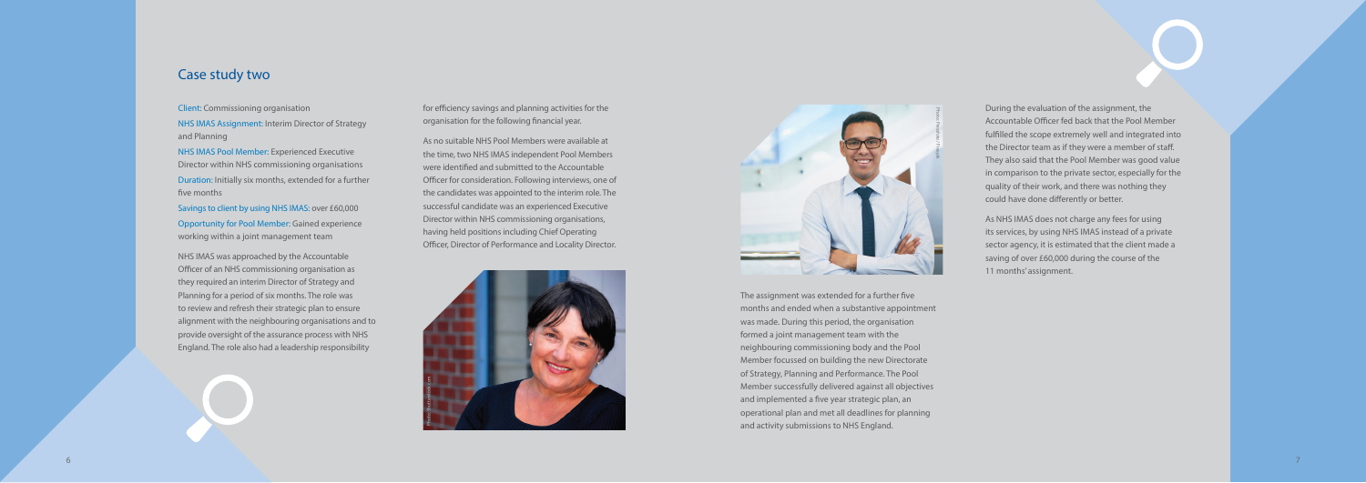## Case study two

Client: Commissioning organisation

NHS IMAS Assignment: Interim Director of Strategy and Planning

NHS IMAS Pool Member: Experienced Executive Director within NHS commissioning organisations

Duration: Initially six months, extended for a further five months

Savings to client by using NHS IMAS: over £60,000

Opportunity for Pool Member: Gained experience working within a joint management team

NHS IMAS was approached by the Accountable Officer of an NHS commissioning organisation as they required an interim Director of Strategy and Planning for a period of six months. The role was to review and refresh their strategic plan to ensure alignment with the neighbouring organisations and to provide oversight of the assurance process with NHS England. The role also had a leadership responsibility for efficiency savings and planning activities for the organisation for the following financial year.

As no suitable NHS Pool Members were available at the time, two NHS IMAS independent Pool Members were identified and submitted to the Accountable Officer for consideration. Following interviews, one of the candidates was appointed to the interim role. The successful candidate was an experienced Executive Director within NHS commissioning organisations, having held positions including Chief Operating Officer, Director of Performance and Locality Director.

The assignment was extended for a further five months and ended when a substantive appointment was made. During this period, the organisation formed a joint management team with the neighbouring commissioning body and the Pool Member focussed on building the new Directorate of Strategy, Planning and Performance. The Pool Member successfully delivered against all objectives and implemented a five year strategic plan, an operational plan and met all deadlines for planning and activity submissions to NHS England.

During the evaluation of the assignment, the Accountable Officer fed back that the Pool Member fulfilled the scope extremely well and integrated into the Director team as if they were a member of staff. They also said that the Pool Member was good value in comparison to the private sector, especially for the quality of their work, and there was nothing they could have done differently or better.

As NHS IMAS does not charge any fees for using its services, by using NHS IMAS instead of a private sector agency, it is estimated that the client made a saving of over £60,000 during the course of the 11 months' assignment.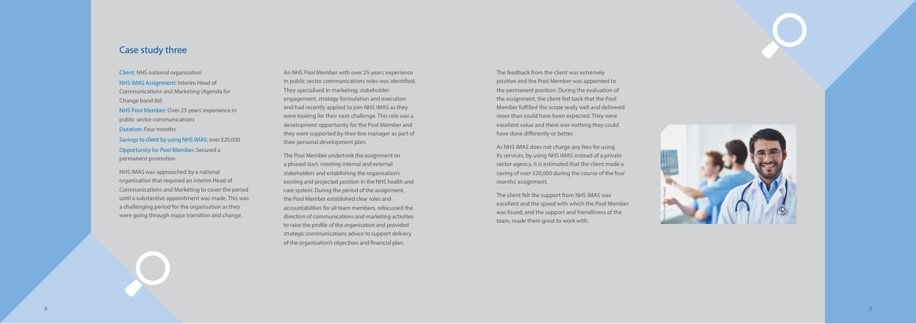## Case study three

Client: NHS national organisation

NHS IMAS Assignment: Interim Head of Communications and Marketing (Agenda for Change band 8d)

NHS Pool Member: Over 25 years' experience in public sector communications

Duration: Four months

Savings to client by using NHS IMAS: over £20,000

Opportunity for Pool Member: Secured a permanent promotion

NHS IMAS was approached by a national organisation that required an interim Head of Communications and Marketing to cover the period until a substantive appointment was made. This was a challenging period for the organisation as they were going through major transition and change.

An NHS Pool Member with over 25 years' experience in public sector communications roles was identified. They specialised in marketing, stakeholder engagement, strategy formulation and execution and had recently applied to join NHS IMAS as they were looking for their next challenge. This role was a development opportunity for the Pool Member and they were supported by their line manager as part of their personal development plan.

The Pool Member undertook the assignment on a phased start, meeting internal and external stakeholders and establishing the organisation's existing and projected position in the NHS health and care system. During the period of the assignment, the Pool Member established clear roles and accountabilities for all team members, refocussed the direction of communications and marketing activities to raise the profile of the organisation and provided strategic communications advice to support delivery of the organisation's objectives and financial plan.

The feedback from the client was extremely positive and the Pool Member was appointed to the permanent position. During the evaluation of the assignment, the client fed back that the Pool Member fulfilled the scope really well and delivered more than could have been expected. They were excellent value and there was nothing they could have done differently or better.

As NHS IMAS does not charge any fees for using its services, by using NHS IMAS instead of a private sector agency, it is estimated that the client made a saving of over £20,000 during the course of the four months' assignment.

The client felt the support from NHS IMAS was excellent and the speed with which the Pool Member was found, and the support and friendliness of the team, made them great to work with.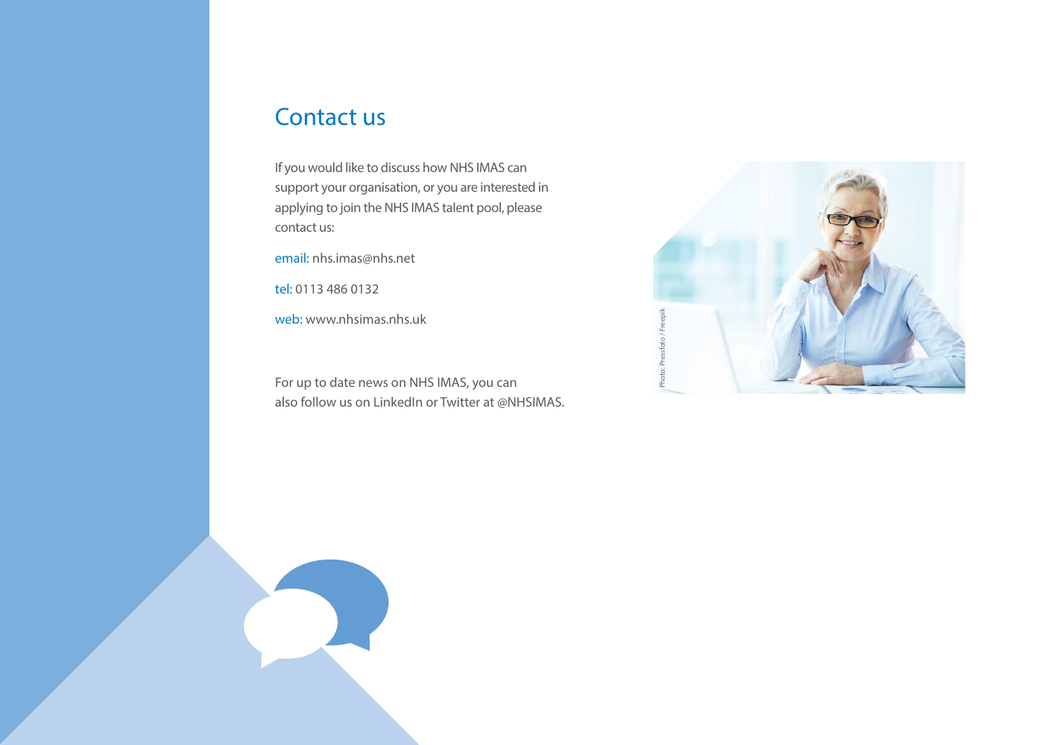# Contact us

If you would like to discuss how NHS IMAS can support your organisation, or you are interested in applying to join the NHS IMAS talent pool, please contact us:

email: nhs.imas@nhs.net

tel: 0113 486 0132

web: www.nhsimas.nhs.uk

For up to date news on NHS IMAS, you can also follow us on LinkedIn or Twitter at @NHSIMAS.

Photo: Pressfoto / Freepik